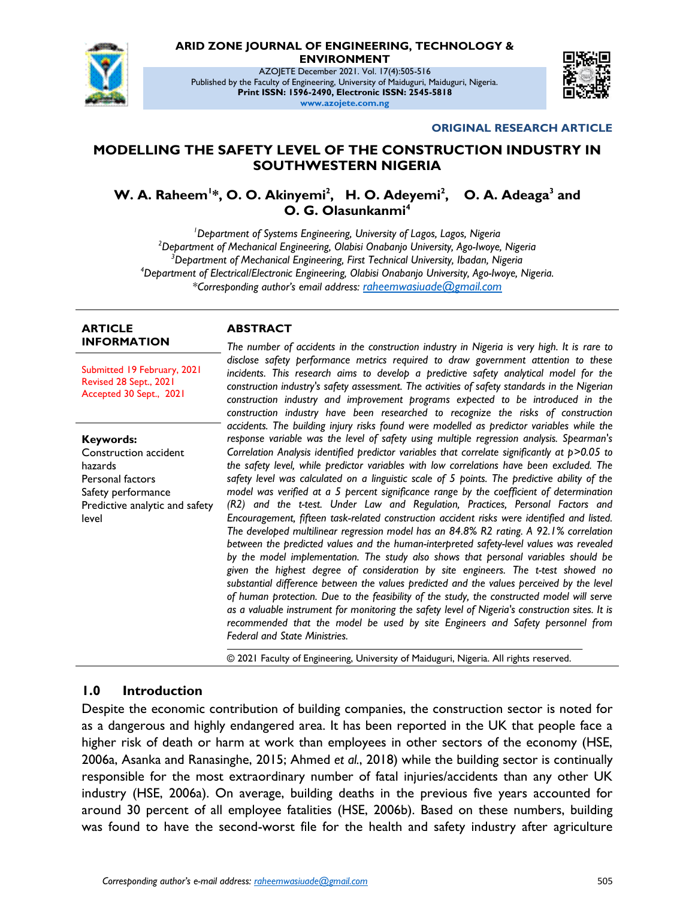ARID ZONE JOURNAL OF ENGINEERING, TECHNOLOGY & ENVIRONMENT

AZOJETE December 2021. Vol. 17(4):505-516

Published by the Faculty of Engineering, University of Maiduguri, Maiduguri, Nigeria.

**Print ISSN: 1596-2490, Electronic ISSN: 2545-5818**

**www.azojete.com.ng**

**ORIGINAL RESEARCH ARTICLE**

# MODELLING THE SAFETY LEVEL OF THE CONSTRUCTION INDUSTRY IN SOUTHWESTERN NIGERIA

**W. A. Raheem[1]\*, O. O. Akinyemi[2], H. O. Adeyemi[2], O. A. Adeaga[3] and O. G. Olasunkanmi[4]**

*[1]Department of Systems Engineering, University of Lagos, Lagos, Nigeria*
*[2]Department of Mechanical Engineering, Olabisi Onabanjo University, Ago-Iwoye, Nigeria*
*[3]Department of Mechanical Engineering, First Technical University, Ibadan, Nigeria*
*[4]Department of Electrical/Electronic Engineering, Olabisi Onabanjo University, Ago-Iwoye, Nigeria.*
*\*Corresponding author's email address: raheemwasiuade@gmail.com*

**ARTICLE INFORMATION**

Submitted 19 February, 2021
Revised 28 Sept., 2021
Accepted 30 Sept., 2021

**Keywords:**
Construction accident hazards
Personal factors
Safety performance
Predictive analytic and safety level

**ABSTRACT**

*The number of accidents in the construction industry in Nigeria is very high. It is rare to disclose safety performance metrics required to draw government attention to these incidents. This research aims to develop a predictive safety analytical model for the construction industry's safety assessment. The activities of safety standards in the Nigerian construction industry and improvement programs expected to be introduced in the construction industry have been researched to recognize the risks of construction accidents. The building injury risks found were modelled as predictor variables while the response variable was the level of safety using multiple regression analysis. Spearman's Correlation Analysis identified predictor variables that correlate significantly at p>0.05 to the safety level, while predictor variables with low correlations have been excluded. The safety level was calculated on a linguistic scale of 5 points. The predictive ability of the model was verified at a 5 percent significance range by the coefficient of determination (R2) and the t-test. Under Law and Regulation, Practices, Personal Factors and Encouragement, fifteen task-related construction accident risks were identified and listed. The developed multilinear regression model has an 84.8% R2 rating. A 92.1% correlation between the predicted values and the human-interpreted safety-level values was revealed by the model implementation. The study also shows that personal variables should be given the highest degree of consideration by site engineers. The t-test showed no substantial difference between the values predicted and the values perceived by the level of human protection. Due to the feasibility of the study, the constructed model will serve as a valuable instrument for monitoring the safety level of Nigeria's construction sites. It is recommended that the model be used by site Engineers and Safety personnel from Federal and State Ministries.*

© 2021 Faculty of Engineering, University of Maiduguri, Nigeria. All rights reserved.

## 1.0 Introduction

Despite the economic contribution of building companies, the construction sector is noted for as a dangerous and highly endangered area. It has been reported in the UK that people face a higher risk of death or harm at work than employees in other sectors of the economy (HSE, 2006a, Asanka and Ranasinghe, 2015; Ahmed *et al.*, 2018) while the building sector is continually responsible for the most extraordinary number of fatal injuries/accidents than any other UK industry (HSE, 2006a). On average, building deaths in the previous five years accounted for around 30 percent of all employee fatalities (HSE, 2006b). Based on these numbers, building was found to have the second-worst file for the health and safety industry after agriculture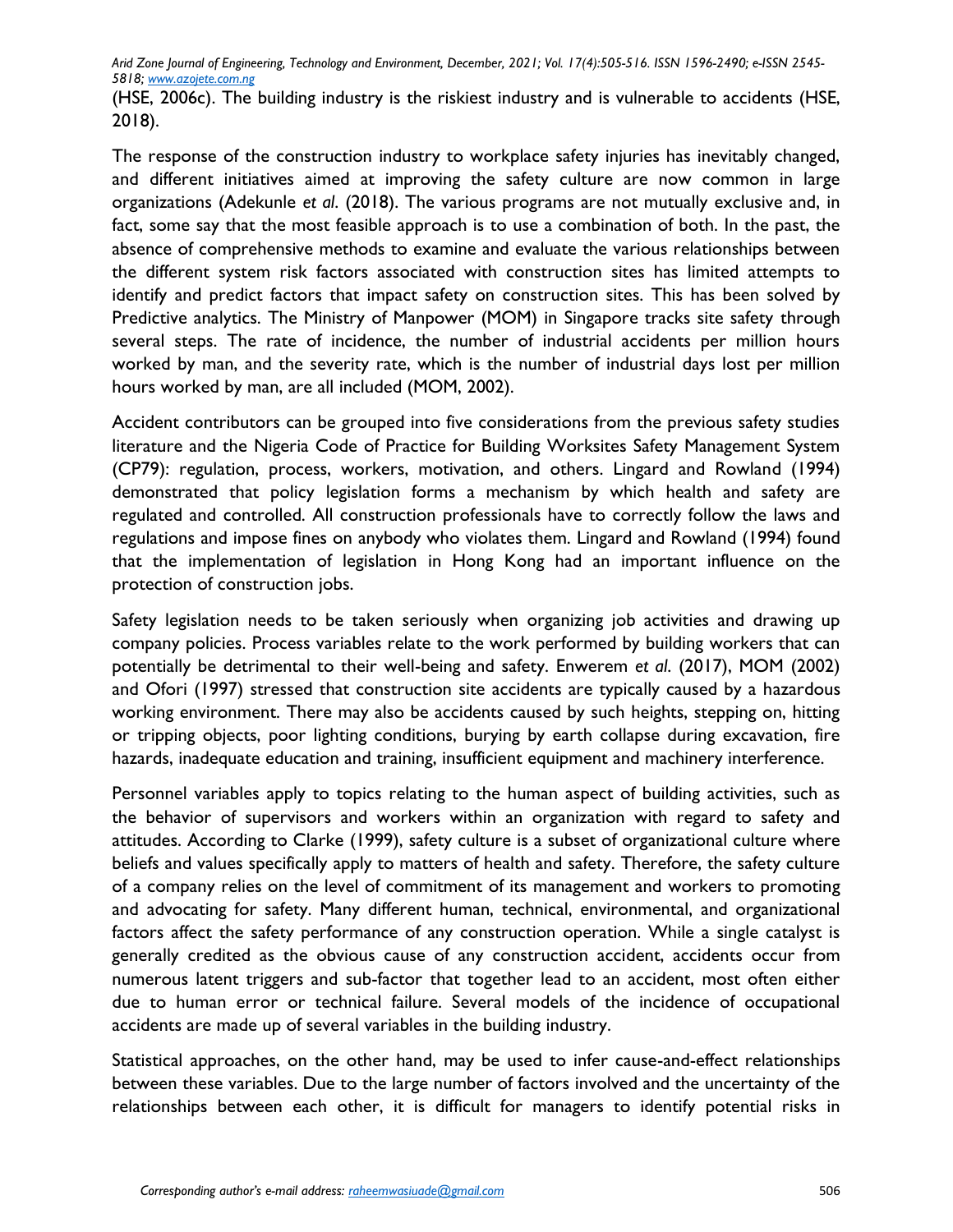(HSE, 2006c). The building industry is the riskiest industry and is vulnerable to accidents (HSE, 2018).

The response of the construction industry to workplace safety injuries has inevitably changed, and different initiatives aimed at improving the safety culture are now common in large organizations (Adekunle *et al*. (2018). The various programs are not mutually exclusive and, in fact, some say that the most feasible approach is to use a combination of both. In the past, the absence of comprehensive methods to examine and evaluate the various relationships between the different system risk factors associated with construction sites has limited attempts to identify and predict factors that impact safety on construction sites. This has been solved by Predictive analytics. The Ministry of Manpower (MOM) in Singapore tracks site safety through several steps. The rate of incidence, the number of industrial accidents per million hours worked by man, and the severity rate, which is the number of industrial days lost per million hours worked by man, are all included (MOM, 2002).

Accident contributors can be grouped into five considerations from the previous safety studies literature and the Nigeria Code of Practice for Building Worksites Safety Management System (CP79): regulation, process, workers, motivation, and others. Lingard and Rowland (1994) demonstrated that policy legislation forms a mechanism by which health and safety are regulated and controlled. All construction professionals have to correctly follow the laws and regulations and impose fines on anybody who violates them. Lingard and Rowland (1994) found that the implementation of legislation in Hong Kong had an important influence on the protection of construction jobs.

Safety legislation needs to be taken seriously when organizing job activities and drawing up company policies. Process variables relate to the work performed by building workers that can potentially be detrimental to their well-being and safety. Enwerem *et al.* (2017), MOM (2002) and Ofori (1997) stressed that construction site accidents are typically caused by a hazardous working environment. There may also be accidents caused by such heights, stepping on, hitting or tripping objects, poor lighting conditions, burying by earth collapse during excavation, fire hazards, inadequate education and training, insufficient equipment and machinery interference.

Personnel variables apply to topics relating to the human aspect of building activities, such as the behavior of supervisors and workers within an organization with regard to safety and attitudes. According to Clarke (1999), safety culture is a subset of organizational culture where beliefs and values specifically apply to matters of health and safety. Therefore, the safety culture of a company relies on the level of commitment of its management and workers to promoting and advocating for safety. Many different human, technical, environmental, and organizational factors affect the safety performance of any construction operation. While a single catalyst is generally credited as the obvious cause of any construction accident, accidents occur from numerous latent triggers and sub-factor that together lead to an accident, most often either due to human error or technical failure. Several models of the incidence of occupational accidents are made up of several variables in the building industry.

Statistical approaches, on the other hand, may be used to infer cause-and-effect relationships between these variables. Due to the large number of factors involved and the uncertainty of the relationships between each other, it is difficult for managers to identify potential risks in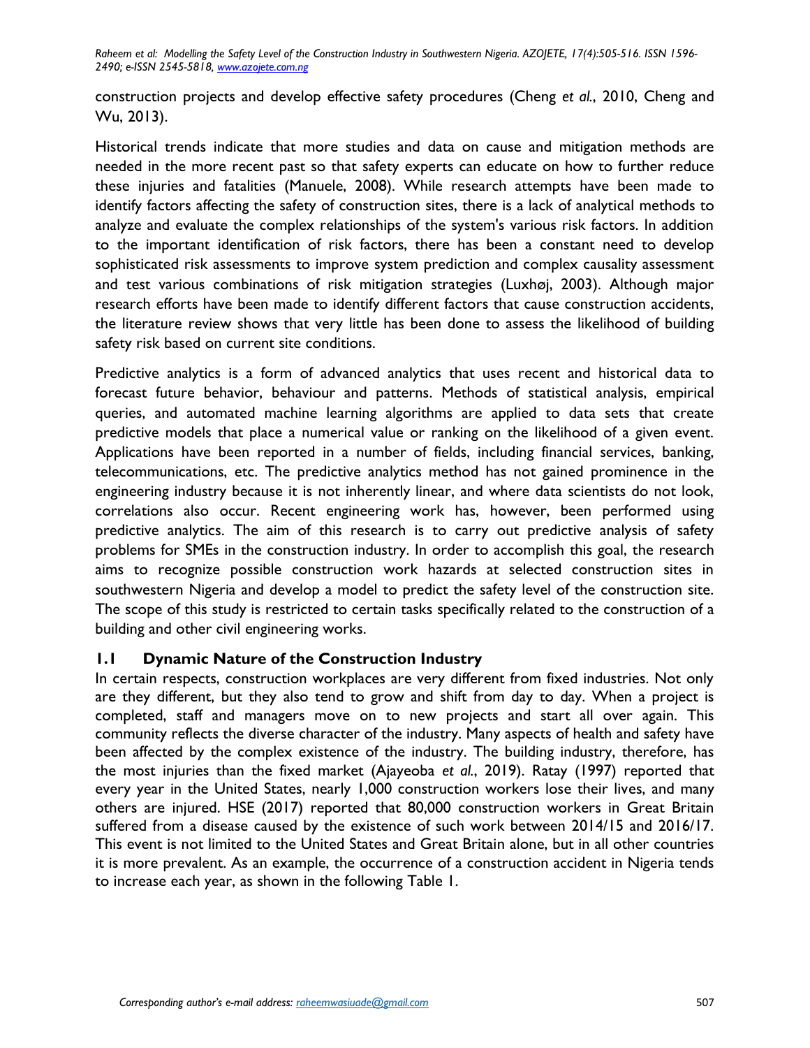construction projects and develop effective safety procedures (Cheng *et al.*, 2010, Cheng and Wu, 2013).

Historical trends indicate that more studies and data on cause and mitigation methods are needed in the more recent past so that safety experts can educate on how to further reduce these injuries and fatalities (Manuele, 2008). While research attempts have been made to identify factors affecting the safety of construction sites, there is a lack of analytical methods to analyze and evaluate the complex relationships of the system's various risk factors. In addition to the important identification of risk factors, there has been a constant need to develop sophisticated risk assessments to improve system prediction and complex causality assessment and test various combinations of risk mitigation strategies (Luxhøj, 2003). Although major research efforts have been made to identify different factors that cause construction accidents, the literature review shows that very little has been done to assess the likelihood of building safety risk based on current site conditions.

Predictive analytics is a form of advanced analytics that uses recent and historical data to forecast future behavior, behaviour and patterns. Methods of statistical analysis, empirical queries, and automated machine learning algorithms are applied to data sets that create predictive models that place a numerical value or ranking on the likelihood of a given event. Applications have been reported in a number of fields, including financial services, banking, telecommunications, etc. The predictive analytics method has not gained prominence in the engineering industry because it is not inherently linear, and where data scientists do not look, correlations also occur. Recent engineering work has, however, been performed using predictive analytics. The aim of this research is to carry out predictive analysis of safety problems for SMEs in the construction industry. In order to accomplish this goal, the research aims to recognize possible construction work hazards at selected construction sites in southwestern Nigeria and develop a model to predict the safety level of the construction site. The scope of this study is restricted to certain tasks specifically related to the construction of a building and other civil engineering works.

## 1.1 Dynamic Nature of the Construction Industry

In certain respects, construction workplaces are very different from fixed industries. Not only are they different, but they also tend to grow and shift from day to day. When a project is completed, staff and managers move on to new projects and start all over again. This community reflects the diverse character of the industry. Many aspects of health and safety have been affected by the complex existence of the industry. The building industry, therefore, has the most injuries than the fixed market (Ajayeoba *et al.*, 2019). Ratay (1997) reported that every year in the United States, nearly 1,000 construction workers lose their lives, and many others are injured. HSE (2017) reported that 80,000 construction workers in Great Britain suffered from a disease caused by the existence of such work between 2014/15 and 2016/17. This event is not limited to the United States and Great Britain alone, but in all other countries it is more prevalent. As an example, the occurrence of a construction accident in Nigeria tends to increase each year, as shown in the following Table 1.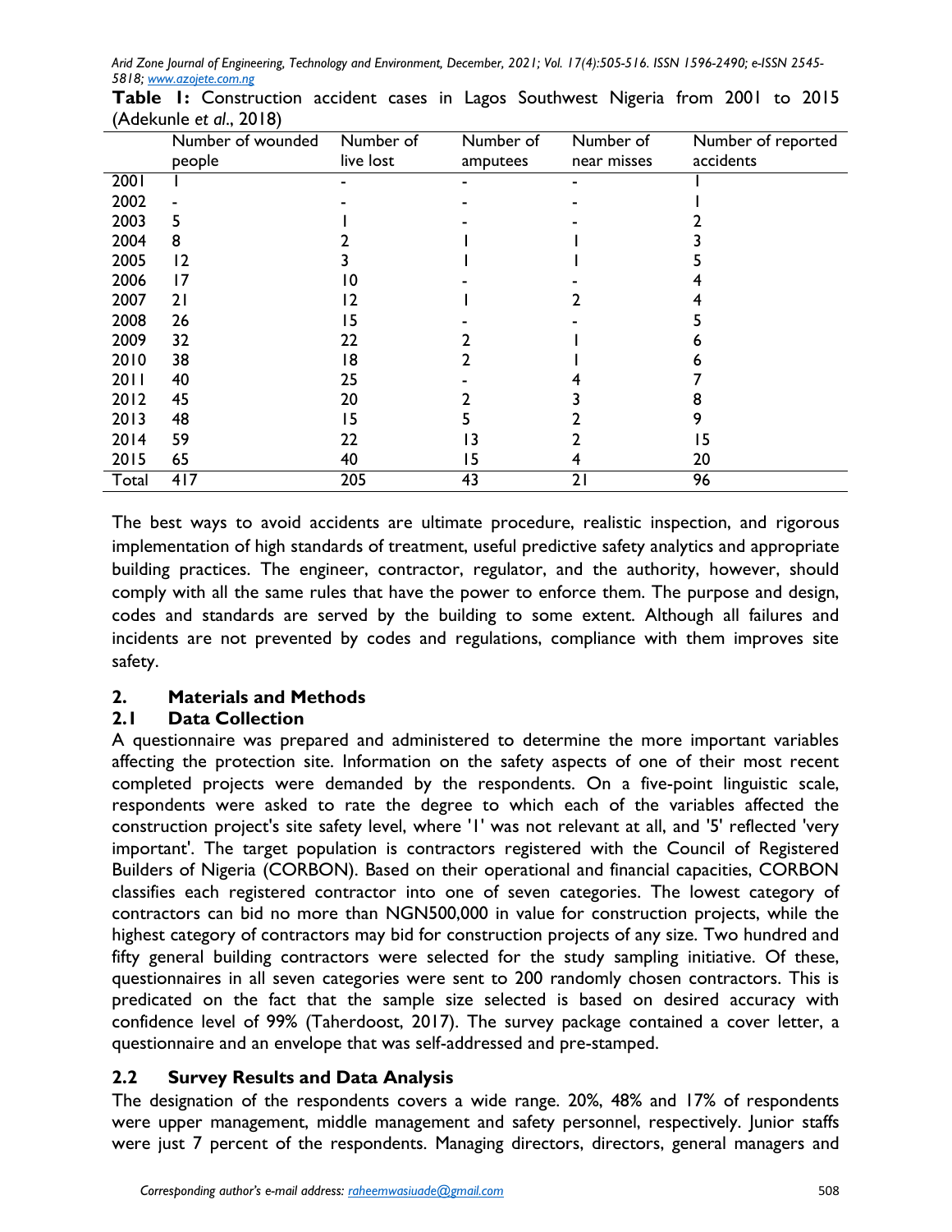**Table 1:** Construction accident cases in Lagos Southwest Nigeria from 2001 to 2015 (Adekunle *et al*., 2018)

| | Number of wounded people | Number of live lost | Number of amputees | Number of near misses | Number of reported accidents |
|---|---|---|---|---|---|
| 2001 | 1 | - | - | - | 1 |
| 2002 | - | - | - | - | 1 |
| 2003 | 5 | 1 | - | - | 2 |
| 2004 | 8 | 2 | 1 | 1 | 3 |
| 2005 | 12 | 3 | 1 | 1 | 5 |
| 2006 | 17 | 10 | - | - | 4 |
| 2007 | 21 | 12 | 1 | 2 | 4 |
| 2008 | 26 | 15 | - | - | 5 |
| 2009 | 32 | 22 | 2 | 1 | 6 |
| 2010 | 38 | 18 | 2 | 1 | 6 |
| 2011 | 40 | 25 | - | 4 | 7 |
| 2012 | 45 | 20 | 2 | 3 | 8 |
| 2013 | 48 | 15 | 5 | 2 | 9 |
| 2014 | 59 | 22 | 13 | 2 | 15 |
| 2015 | 65 | 40 | 15 | 4 | 20 |
| Total | 417 | 205 | 43 | 21 | 96 |

The best ways to avoid accidents are ultimate procedure, realistic inspection, and rigorous implementation of high standards of treatment, useful predictive safety analytics and appropriate building practices. The engineer, contractor, regulator, and the authority, however, should comply with all the same rules that have the power to enforce them. The purpose and design, codes and standards are served by the building to some extent. Although all failures and incidents are not prevented by codes and regulations, compliance with them improves site safety.

## 2. Materials and Methods

### 2.1 Data Collection

A questionnaire was prepared and administered to determine the more important variables affecting the protection site. Information on the safety aspects of one of their most recent completed projects were demanded by the respondents. On a five-point linguistic scale, respondents were asked to rate the degree to which each of the variables affected the construction project's site safety level, where '1' was not relevant at all, and '5' reflected 'very important'. The target population is contractors registered with the Council of Registered Builders of Nigeria (CORBON). Based on their operational and financial capacities, CORBON classifies each registered contractor into one of seven categories. The lowest category of contractors can bid no more than NGN500,000 in value for construction projects, while the highest category of contractors may bid for construction projects of any size. Two hundred and fifty general building contractors were selected for the study sampling initiative. Of these, questionnaires in all seven categories were sent to 200 randomly chosen contractors. This is predicated on the fact that the sample size selected is based on desired accuracy with confidence level of 99% (Taherdoost, 2017). The survey package contained a cover letter, a questionnaire and an envelope that was self-addressed and pre-stamped.

### 2.2 Survey Results and Data Analysis

The designation of the respondents covers a wide range. 20%, 48% and 17% of respondents were upper management, middle management and safety personnel, respectively. Junior staffs were just 7 percent of the respondents. Managing directors, directors, general managers and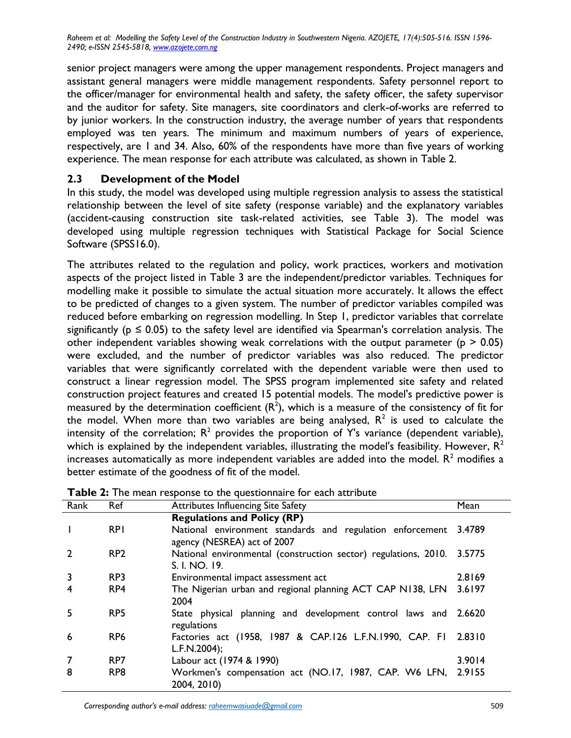senior project managers were among the upper management respondents. Project managers and assistant general managers were middle management respondents. Safety personnel report to the officer/manager for environmental health and safety, the safety officer, the safety supervisor and the auditor for safety. Site managers, site coordinators and clerk-of-works are referred to by junior workers. In the construction industry, the average number of years that respondents employed was ten years. The minimum and maximum numbers of years of experience, respectively, are 1 and 34. Also, 60% of the respondents have more than five years of working experience. The mean response for each attribute was calculated, as shown in Table 2.

## 2.3 Development of the Model

In this study, the model was developed using multiple regression analysis to assess the statistical relationship between the level of site safety (response variable) and the explanatory variables (accident-causing construction site task-related activities, see Table 3). The model was developed using multiple regression techniques with Statistical Package for Social Science Software (SPSS16.0).

The attributes related to the regulation and policy, work practices, workers and motivation aspects of the project listed in Table 3 are the independent/predictor variables. Techniques for modelling make it possible to simulate the actual situation more accurately. It allows the effect to be predicted of changes to a given system. The number of predictor variables compiled was reduced before embarking on regression modelling. In Step 1, predictor variables that correlate significantly ($p \leq 0.05$) to the safety level are identified via Spearman's correlation analysis. The other independent variables showing weak correlations with the output parameter ($p > 0.05$) were excluded, and the number of predictor variables was also reduced. The predictor variables that were significantly correlated with the dependent variable were then used to construct a linear regression model. The SPSS program implemented site safety and related construction project features and created 15 potential models. The model's predictive power is measured by the determination coefficient ($R^2$), which is a measure of the consistency of fit for the model. When more than two variables are being analysed, $R^2$ is used to calculate the intensity of the correlation; $R^2$ provides the proportion of Y's variance (dependent variable), which is explained by the independent variables, illustrating the model's feasibility. However, $R^2$ increases automatically as more independent variables are added into the model. $R^2$ modifies a better estimate of the goodness of fit of the model.

**Table 2:** The mean response to the questionnaire for each attribute

| Rank | Ref | Attributes Influencing Site Safety | Mean |
|---|---|---|---|
| | | **Regulations and Policy (RP)** | |
| 1 | RP1 | National environment standards and regulation enforcement agency (NESREA) act of 2007 | 3.4789 |
| 2 | RP2 | National environmental (construction sector) regulations, 2010. S. I. NO. 19. | 3.5775 |
| 3 | RP3 | Environmental impact assessment act | 2.8169 |
| 4 | RP4 | The Nigerian urban and regional planning ACT CAP N138, LFN 2004 | 3.6197 |
| 5 | RP5 | State physical planning and development control laws and regulations | 2.6620 |
| 6 | RP6 | Factories act (1958, 1987 & CAP.126 L.F.N.1990, CAP. F1 L.F.N.2004); | 2.8310 |
| 7 | RP7 | Labour act (1974 & 1990) | 3.9014 |
| 8 | RP8 | Workmen's compensation act (NO.17, 1987, CAP. W6 LFN, 2004, 2010) | 2.9155 |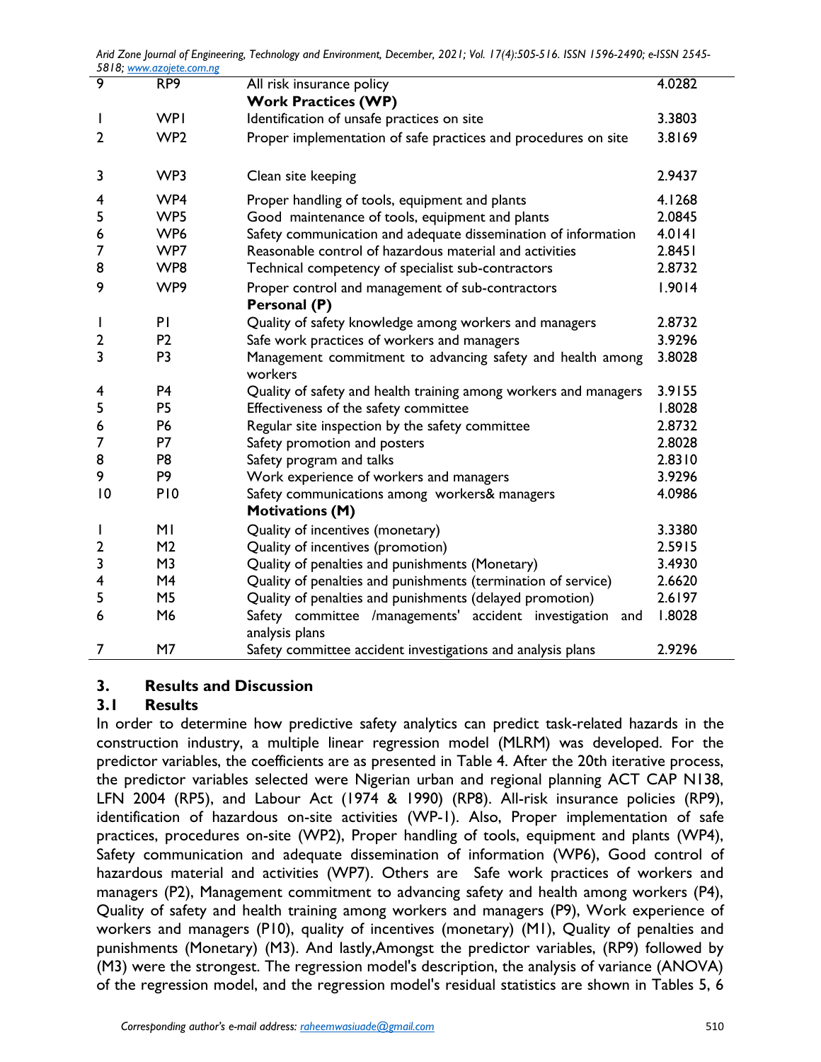| | | | |
|---|---|---|---|
| 9 | RP9 | All risk insurance policy | 4.0282 |
| | | **Work Practices (WP)** | |
| 1 | WP1 | Identification of unsafe practices on site | 3.3803 |
| 2 | WP2 | Proper implementation of safe practices and procedures on site | 3.8169 |
| 3 | WP3 | Clean site keeping | 2.9437 |
| 4 | WP4 | Proper handling of tools, equipment and plants | 4.1268 |
| 5 | WP5 | Good maintenance of tools, equipment and plants | 2.0845 |
| 6 | WP6 | Safety communication and adequate dissemination of information | 4.0141 |
| 7 | WP7 | Reasonable control of hazardous material and activities | 2.8451 |
| 8 | WP8 | Technical competency of specialist sub-contractors | 2.8732 |
| 9 | WP9 | Proper control and management of sub-contractors | 1.9014 |
| | | **Personal (P)** | |
| 1 | P1 | Quality of safety knowledge among workers and managers | 2.8732 |
| 2 | P2 | Safe work practices of workers and managers | 3.9296 |
| 3 | P3 | Management commitment to advancing safety and health among workers | 3.8028 |
| 4 | P4 | Quality of safety and health training among workers and managers | 3.9155 |
| 5 | P5 | Effectiveness of the safety committee | 1.8028 |
| 6 | P6 | Regular site inspection by the safety committee | 2.8732 |
| 7 | P7 | Safety promotion and posters | 2.8028 |
| 8 | P8 | Safety program and talks | 2.8310 |
| 9 | P9 | Work experience of workers and managers | 3.9296 |
| 10 | P10 | Safety communications among workers& managers | 4.0986 |
| | | **Motivations (M)** | |
| 1 | M1 | Quality of incentives (monetary) | 3.3380 |
| 2 | M2 | Quality of incentives (promotion) | 2.5915 |
| 3 | M3 | Quality of penalties and punishments (Monetary) | 3.4930 |
| 4 | M4 | Quality of penalties and punishments (termination of service) | 2.6620 |
| 5 | M5 | Quality of penalties and punishments (delayed promotion) | 2.6197 |
| 6 | M6 | Safety committee /managements' accident investigation and analysis plans | 1.8028 |
| 7 | M7 | Safety committee accident investigations and analysis plans | 2.9296 |

## 3. Results and Discussion

### 3.1 Results

In order to determine how predictive safety analytics can predict task-related hazards in the construction industry, a multiple linear regression model (MLRM) was developed. For the predictor variables, the coefficients are as presented in Table 4. After the 20th iterative process, the predictor variables selected were Nigerian urban and regional planning ACT CAP N138, LFN 2004 (RP5), and Labour Act (1974 & 1990) (RP8). All-risk insurance policies (RP9), identification of hazardous on-site activities (WP-1). Also, Proper implementation of safe practices, procedures on-site (WP2), Proper handling of tools, equipment and plants (WP4), Safety communication and adequate dissemination of information (WP6), Good control of hazardous material and activities (WP7). Others are Safe work practices of workers and managers (P2), Management commitment to advancing safety and health among workers (P4), Quality of safety and health training among workers and managers (P9), Work experience of workers and managers (P10), quality of incentives (monetary) (M1), Quality of penalties and punishments (Monetary) (M3). And lastly,Amongst the predictor variables, (RP9) followed by (M3) were the strongest. The regression model's description, the analysis of variance (ANOVA) of the regression model, and the regression model's residual statistics are shown in Tables 5, 6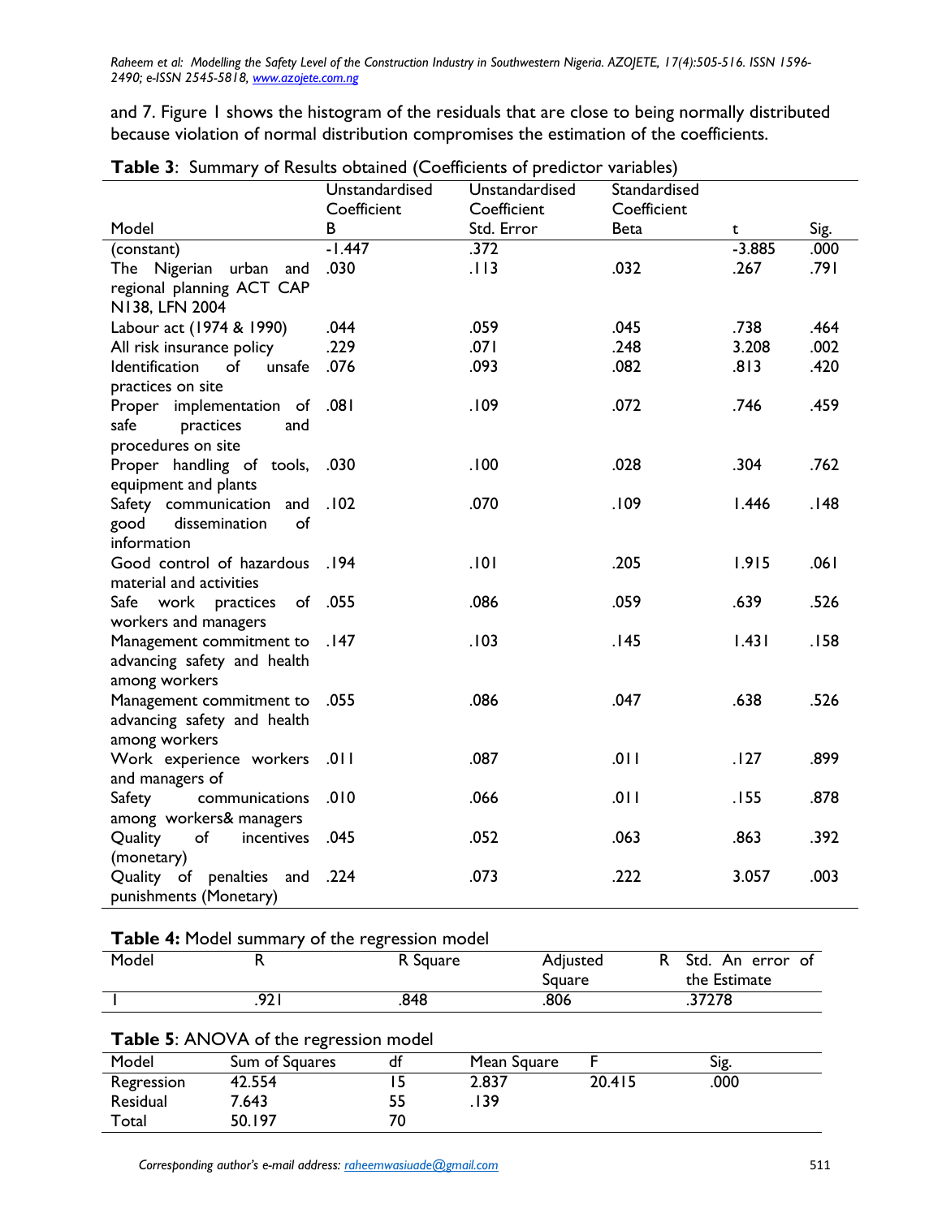and 7. Figure 1 shows the histogram of the residuals that are close to being normally distributed because violation of normal distribution compromises the estimation of the coefficients.

**Table 3**: Summary of Results obtained (Coefficients of predictor variables)

| Model | Unstandardised Coefficient B | Unstandardised Coefficient Std. Error | Standardised Coefficient Beta | t | Sig. |
|---|---|---|---|---|---|
| (constant) | -1.447 | .372 | | -3.885 | .000 |
| The Nigerian urban and regional planning ACT CAP N138, LFN 2004 | .030 | .113 | .032 | .267 | .791 |
| Labour act (1974 & 1990) | .044 | .059 | .045 | .738 | .464 |
| All risk insurance policy | .229 | .071 | .248 | 3.208 | .002 |
| Identification of unsafe practices on site | .076 | .093 | .082 | .813 | .420 |
| Proper implementation of safe practices and procedures on site | .081 | .109 | .072 | .746 | .459 |
| Proper handling of tools, equipment and plants | .030 | .100 | .028 | .304 | .762 |
| Safety communication and good dissemination of information | .102 | .070 | .109 | 1.446 | .148 |
| Good control of hazardous material and activities | .194 | .101 | .205 | 1.915 | .061 |
| Safe work practices of workers and managers | .055 | .086 | .059 | .639 | .526 |
| Management commitment to advancing safety and health among workers | .147 | .103 | .145 | 1.431 | .158 |
| Management commitment to advancing safety and health among workers | .055 | .086 | .047 | .638 | .526 |
| Work experience workers and managers of | .011 | .087 | .011 | .127 | .899 |
| Safety communications among workers& managers | .010 | .066 | .011 | .155 | .878 |
| Quality of incentives (monetary) | .045 | .052 | .063 | .863 | .392 |
| Quality of penalties and punishments (Monetary) | .224 | .073 | .222 | 3.057 | .003 |

**Table 4:** Model summary of the regression model

| Model | R | R Square | Adjusted R Square | Std. An error of the Estimate |
|---|---|---|---|---|
| 1 | .921 | .848 | .806 | .37278 |

**Table 5**: ANOVA of the regression model

| Model | Sum of Squares | df | Mean Square | F | Sig. |
|---|---|---|---|---|---|
| Regression | 42.554 | 15 | 2.837 | 20.415 | .000 |
| Residual | 7.643 | 55 | .139 | | |
| Total | 50.197 | 70 | | | |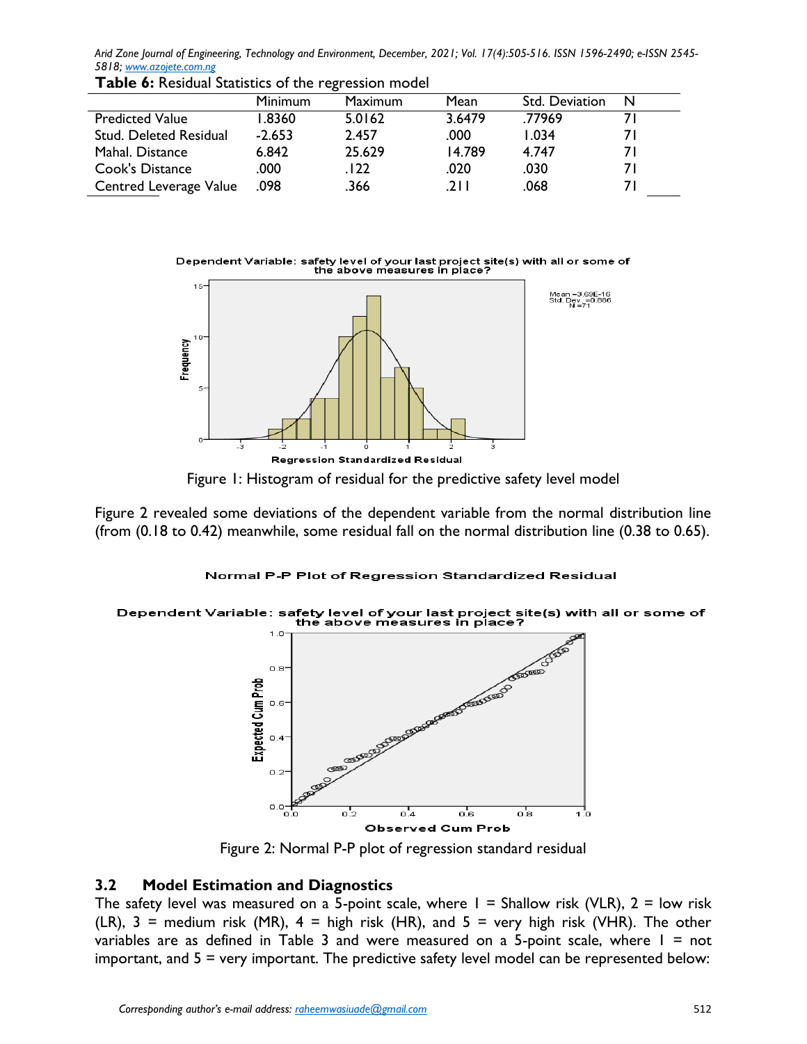**Table 6:** Residual Statistics of the regression model

| | Minimum | Maximum | Mean | Std. Deviation | N |
|---|---|---|---|---|---|
| Predicted Value | 1.8360 | 5.0162 | 3.6479 | .77969 | 71 |
| Stud. Deleted Residual | -2.653 | 2.457 | .000 | 1.034 | 71 |
| Mahal. Distance | 6.842 | 25.629 | 14.789 | 4.747 | 71 |
| Cook's Distance | .000 | .122 | .020 | .030 | 71 |
| Centred Leverage Value | .098 | .366 | .211 | .068 | 71 |

Figure 1: Histogram of residual for the predictive safety level model

Figure 2 revealed some deviations of the dependent variable from the normal distribution line (from (0.18 to 0.42) meanwhile, some residual fall on the normal distribution line (0.38 to 0.65).

Figure 2: Normal P-P plot of regression standard residual

## 3.2 Model Estimation and Diagnostics

The safety level was measured on a 5-point scale, where 1 = Shallow risk (VLR), 2 = low risk (LR), 3 = medium risk (MR), 4 = high risk (HR), and 5 = very high risk (VHR). The other variables are as defined in Table 3 and were measured on a 5-point scale, where 1 = not important, and 5 = very important. The predictive safety level model can be represented below: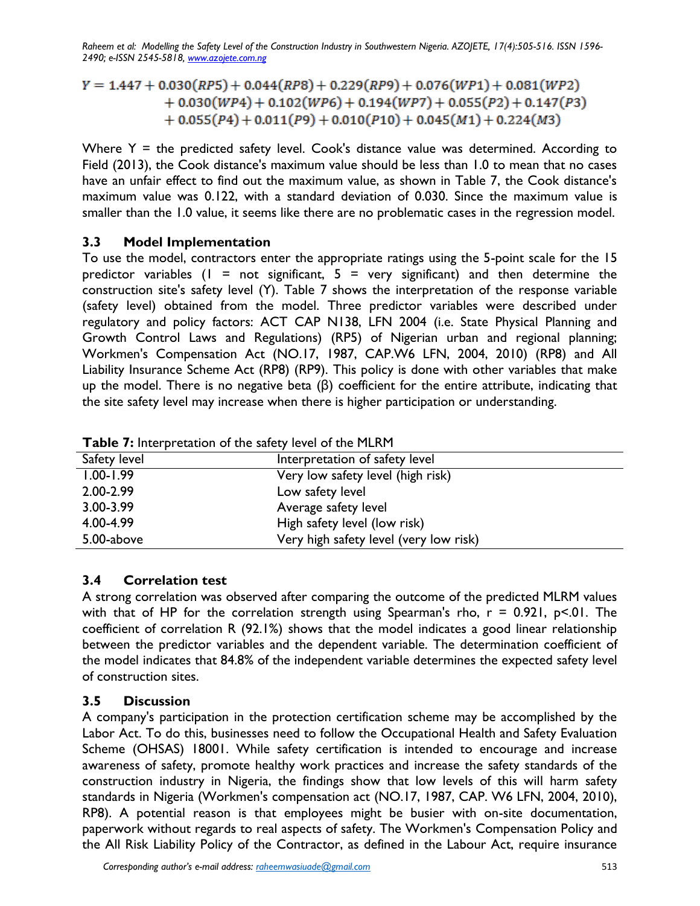$$Y = 1.447 + 0.030(RP5) + 0.044(RP8) + 0.229(RP9) + 0.076(WP1) + 0.081(WP2) + 0.030(WP4) + 0.102(WP6) + 0.194(WP7) + 0.055(P2) + 0.147(P3) + 0.055(P4) + 0.011(P9) + 0.010(P10) + 0.045(M1) + 0.224(M3)$$

Where Y = the predicted safety level. Cook's distance value was determined. According to Field (2013), the Cook distance's maximum value should be less than 1.0 to mean that no cases have an unfair effect to find out the maximum value, as shown in Table 7, the Cook distance's maximum value was 0.122, with a standard deviation of 0.030. Since the maximum value is smaller than the 1.0 value, it seems like there are no problematic cases in the regression model.

## 3.3 Model Implementation

To use the model, contractors enter the appropriate ratings using the 5-point scale for the 15 predictor variables (1 = not significant, 5 = very significant) and then determine the construction site's safety level (Y). Table 7 shows the interpretation of the response variable (safety level) obtained from the model. Three predictor variables were described under regulatory and policy factors: ACT CAP N138, LFN 2004 (i.e. State Physical Planning and Growth Control Laws and Regulations) (RP5) of Nigerian urban and regional planning; Workmen's Compensation Act (NO.17, 1987, CAP.W6 LFN, 2004, 2010) (RP8) and All Liability Insurance Scheme Act (RP8) (RP9). This policy is done with other variables that make up the model. There is no negative beta (β) coefficient for the entire attribute, indicating that the site safety level may increase when there is higher participation or understanding.

**Table 7:** Interpretation of the safety level of the MLRM

| Safety level | Interpretation of safety level |
|---|---|
| 1.00-1.99 | Very low safety level (high risk) |
| 2.00-2.99 | Low safety level |
| 3.00-3.99 | Average safety level |
| 4.00-4.99 | High safety level (low risk) |
| 5.00-above | Very high safety level (very low risk) |

## 3.4 Correlation test

A strong correlation was observed after comparing the outcome of the predicted MLRM values with that of HP for the correlation strength using Spearman's rho, $r = 0.921$, $p<.01$. The coefficient of correlation R (92.1%) shows that the model indicates a good linear relationship between the predictor variables and the dependent variable. The determination coefficient of the model indicates that 84.8% of the independent variable determines the expected safety level of construction sites.

## 3.5 Discussion

A company's participation in the protection certification scheme may be accomplished by the Labor Act. To do this, businesses need to follow the Occupational Health and Safety Evaluation Scheme (OHSAS) 18001. While safety certification is intended to encourage and increase awareness of safety, promote healthy work practices and increase the safety standards of the construction industry in Nigeria, the findings show that low levels of this will harm safety standards in Nigeria (Workmen's compensation act (NO.17, 1987, CAP. W6 LFN, 2004, 2010), RP8). A potential reason is that employees might be busier with on-site documentation, paperwork without regards to real aspects of safety. The Workmen's Compensation Policy and the All Risk Liability Policy of the Contractor, as defined in the Labour Act, require insurance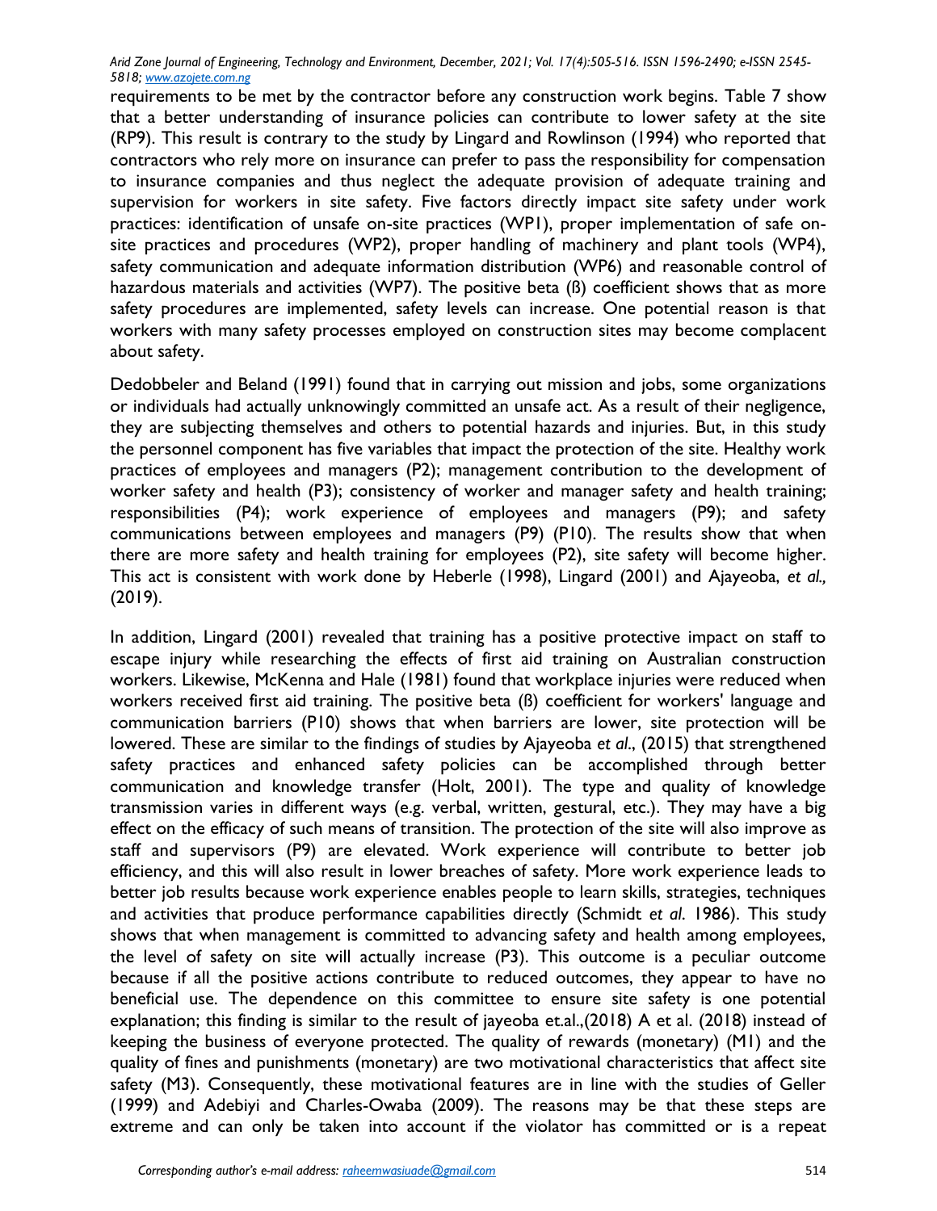requirements to be met by the contractor before any construction work begins. Table 7 show that a better understanding of insurance policies can contribute to lower safety at the site (RP9). This result is contrary to the study by Lingard and Rowlinson (1994) who reported that contractors who rely more on insurance can prefer to pass the responsibility for compensation to insurance companies and thus neglect the adequate provision of adequate training and supervision for workers in site safety. Five factors directly impact site safety under work practices: identification of unsafe on-site practices (WP1), proper implementation of safe on-site practices and procedures (WP2), proper handling of machinery and plant tools (WP4), safety communication and adequate information distribution (WP6) and reasonable control of hazardous materials and activities (WP7). The positive beta (ß) coefficient shows that as more safety procedures are implemented, safety levels can increase. One potential reason is that workers with many safety processes employed on construction sites may become complacent about safety.

Dedobbeler and Beland (1991) found that in carrying out mission and jobs, some organizations or individuals had actually unknowingly committed an unsafe act. As a result of their negligence, they are subjecting themselves and others to potential hazards and injuries. But, in this study the personnel component has five variables that impact the protection of the site. Healthy work practices of employees and managers (P2); management contribution to the development of worker safety and health (P3); consistency of worker and manager safety and health training; responsibilities (P4); work experience of employees and managers (P9); and safety communications between employees and managers (P9) (P10). The results show that when there are more safety and health training for employees (P2), site safety will become higher. This act is consistent with work done by Heberle (1998), Lingard (2001) and Ajayeoba, *et al.,* (2019).

In addition, Lingard (2001) revealed that training has a positive protective impact on staff to escape injury while researching the effects of first aid training on Australian construction workers. Likewise, McKenna and Hale (1981) found that workplace injuries were reduced when workers received first aid training. The positive beta (ß) coefficient for workers' language and communication barriers (P10) shows that when barriers are lower, site protection will be lowered. These are similar to the findings of studies by Ajayeoba *et al*., (2015) that strengthened safety practices and enhanced safety policies can be accomplished through better communication and knowledge transfer (Holt, 2001). The type and quality of knowledge transmission varies in different ways (e.g. verbal, written, gestural, etc.). They may have a big effect on the efficacy of such means of transition. The protection of the site will also improve as staff and supervisors (P9) are elevated. Work experience will contribute to better job efficiency, and this will also result in lower breaches of safety. More work experience leads to better job results because work experience enables people to learn skills, strategies, techniques and activities that produce performance capabilities directly (Schmidt *et al*. 1986). This study shows that when management is committed to advancing safety and health among employees, the level of safety on site will actually increase (P3). This outcome is a peculiar outcome because if all the positive actions contribute to reduced outcomes, they appear to have no beneficial use. The dependence on this committee to ensure site safety is one potential explanation; this finding is similar to the result of jayeoba et.al.,(2018) A et al. (2018) instead of keeping the business of everyone protected. The quality of rewards (monetary) (M1) and the quality of fines and punishments (monetary) are two motivational characteristics that affect site safety (M3). Consequently, these motivational features are in line with the studies of Geller (1999) and Adebiyi and Charles-Owaba (2009). The reasons may be that these steps are extreme and can only be taken into account if the violator has committed or is a repeat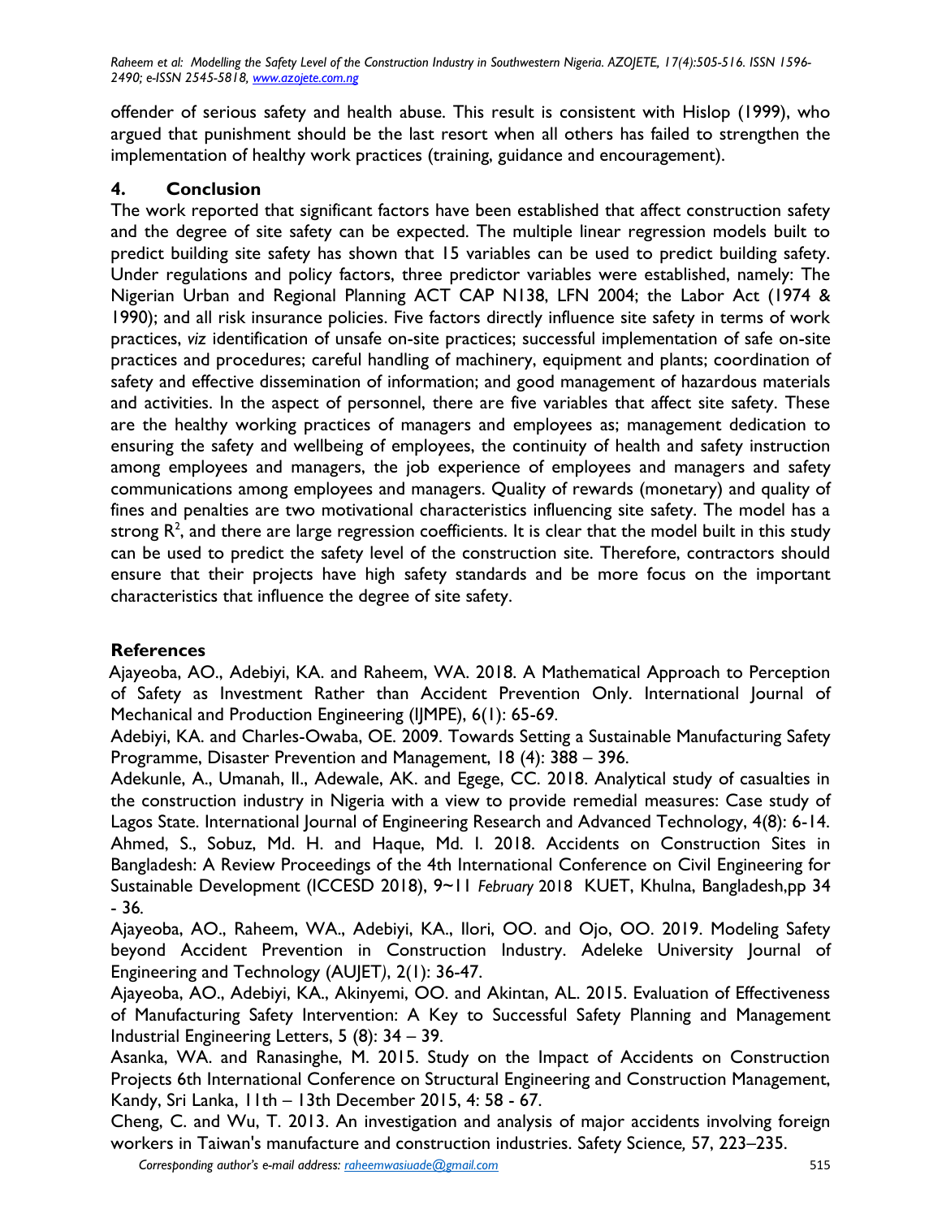offender of serious safety and health abuse. This result is consistent with Hislop (1999), who argued that punishment should be the last resort when all others has failed to strengthen the implementation of healthy work practices (training, guidance and encouragement).

## 4. Conclusion

The work reported that significant factors have been established that affect construction safety and the degree of site safety can be expected. The multiple linear regression models built to predict building site safety has shown that 15 variables can be used to predict building safety. Under regulations and policy factors, three predictor variables were established, namely: The Nigerian Urban and Regional Planning ACT CAP N138, LFN 2004; the Labor Act (1974 & 1990); and all risk insurance policies. Five factors directly influence site safety in terms of work practices, *viz* identification of unsafe on-site practices; successful implementation of safe on-site practices and procedures; careful handling of machinery, equipment and plants; coordination of safety and effective dissemination of information; and good management of hazardous materials and activities. In the aspect of personnel, there are five variables that affect site safety. These are the healthy working practices of managers and employees as; management dedication to ensuring the safety and wellbeing of employees, the continuity of health and safety instruction among employees and managers, the job experience of employees and managers and safety communications among employees and managers. Quality of rewards (monetary) and quality of fines and penalties are two motivational characteristics influencing site safety. The model has a strong $R^2$, and there are large regression coefficients. It is clear that the model built in this study can be used to predict the safety level of the construction site. Therefore, contractors should ensure that their projects have high safety standards and be more focus on the important characteristics that influence the degree of site safety.

## References

Ajayeoba, AO., Adebiyi, KA. and Raheem, WA. 2018. A Mathematical Approach to Perception of Safety as Investment Rather than Accident Prevention Only. International Journal of Mechanical and Production Engineering (IJMPE), 6(1): 65-69.

Adebiyi, KA. and Charles-Owaba, OE. 2009. Towards Setting a Sustainable Manufacturing Safety Programme, Disaster Prevention and Management, 18 (4): 388 – 396.

Adekunle, A., Umanah, II., Adewale, AK. and Egege, CC. 2018. Analytical study of casualties in the construction industry in Nigeria with a view to provide remedial measures: Case study of Lagos State. International Journal of Engineering Research and Advanced Technology, 4(8): 6-14.

Ahmed, S., Sobuz, Md. H. and Haque, Md. I. 2018. Accidents on Construction Sites in Bangladesh: A Review Proceedings of the 4th International Conference on Civil Engineering for Sustainable Development (ICCESD 2018), 9~11 *February* 2018 KUET, Khulna, Bangladesh,pp 34 - 36.

Ajayeoba, AO., Raheem, WA., Adebiyi, KA., Ilori, OO. and Ojo, OO. 2019. Modeling Safety beyond Accident Prevention in Construction Industry. Adeleke University Journal of Engineering and Technology (AUJET), 2(1): 36-47.

Ajayeoba, AO., Adebiyi, KA., Akinyemi, OO. and Akintan, AL. 2015. Evaluation of Effectiveness of Manufacturing Safety Intervention: A Key to Successful Safety Planning and Management Industrial Engineering Letters, 5 (8): 34 – 39.

Asanka, WA. and Ranasinghe, M. 2015. Study on the Impact of Accidents on Construction Projects 6th International Conference on Structural Engineering and Construction Management, Kandy, Sri Lanka, 11th – 13th December 2015, 4: 58 - 67.

Cheng, C. and Wu, T. 2013. An investigation and analysis of major accidents involving foreign workers in Taiwan's manufacture and construction industries. Safety Science, 57, 223–235.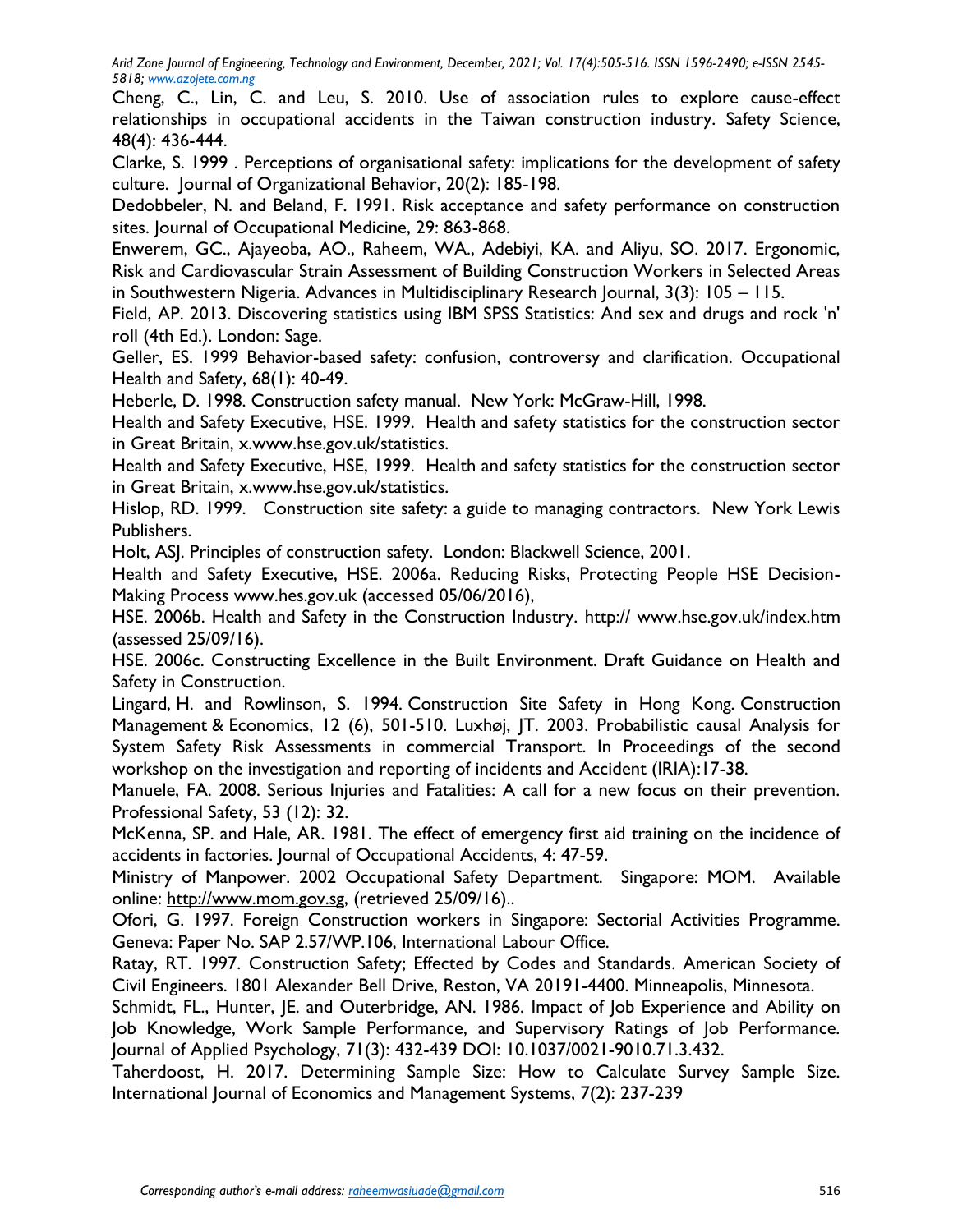Cheng, C., Lin, C. and Leu, S. 2010. Use of association rules to explore cause-effect relationships in occupational accidents in the Taiwan construction industry. Safety Science, 48(4): 436-444.

Clarke, S. 1999 . Perceptions of organisational safety: implications for the development of safety culture. Journal of Organizational Behavior, 20(2): 185-198.

Dedobbeler, N. and Beland, F. 1991. Risk acceptance and safety performance on construction sites. Journal of Occupational Medicine, 29: 863-868.

Enwerem, GC., Ajayeoba, AO., Raheem, WA., Adebiyi, KA. and Aliyu, SO. 2017. Ergonomic, Risk and Cardiovascular Strain Assessment of Building Construction Workers in Selected Areas in Southwestern Nigeria. Advances in Multidisciplinary Research Journal, 3(3): 105 – 115.

Field, AP. 2013. Discovering statistics using IBM SPSS Statistics: And sex and drugs and rock 'n' roll (4th Ed.). London: Sage.

Geller, ES. 1999 Behavior-based safety: confusion, controversy and clarification. Occupational Health and Safety, 68(1): 40-49.

Heberle, D. 1998. Construction safety manual. New York: McGraw-Hill, 1998.

Health and Safety Executive, HSE. 1999. Health and safety statistics for the construction sector in Great Britain, x.www.hse.gov.uk/statistics.

Health and Safety Executive, HSE, 1999. Health and safety statistics for the construction sector in Great Britain, x.www.hse.gov.uk/statistics.

Hislop, RD. 1999. Construction site safety: a guide to managing contractors. New York Lewis Publishers.

Holt, ASJ. Principles of construction safety. London: Blackwell Science, 2001.

Health and Safety Executive, HSE. 2006a. Reducing Risks, Protecting People HSE Decision-Making Process www.hes.gov.uk (accessed 05/06/2016),

HSE. 2006b. Health and Safety in the Construction Industry. http:// www.hse.gov.uk/index.htm (assessed 25/09/16).

HSE. 2006c. Constructing Excellence in the Built Environment. Draft Guidance on Health and Safety in Construction.

Lingard, H. and Rowlinson, S. 1994. Construction Site Safety in Hong Kong. Construction Management & Economics, 12 (6), 501-510. Luxhøj, JT. 2003. Probabilistic causal Analysis for System Safety Risk Assessments in commercial Transport. In Proceedings of the second workshop on the investigation and reporting of incidents and Accident (IRIA):17-38.

Manuele, FA. 2008. Serious Injuries and Fatalities: A call for a new focus on their prevention. Professional Safety, 53 (12): 32.

McKenna, SP. and Hale, AR. 1981. The effect of emergency first aid training on the incidence of accidents in factories. Journal of Occupational Accidents, 4: 47-59.

Ministry of Manpower. 2002 Occupational Safety Department. Singapore: MOM. Available online: http://www.mom.gov.sg, (retrieved 25/09/16)..

Ofori, G. 1997. Foreign Construction workers in Singapore: Sectorial Activities Programme. Geneva: Paper No. SAP 2.57/WP.106, International Labour Office.

Ratay, RT. 1997. Construction Safety; Effected by Codes and Standards. American Society of Civil Engineers. 1801 Alexander Bell Drive, Reston, VA 20191-4400. Minneapolis, Minnesota.

Schmidt, FL., Hunter, JE. and Outerbridge, AN. 1986. Impact of Job Experience and Ability on Job Knowledge, Work Sample Performance, and Supervisory Ratings of Job Performance. Journal of Applied Psychology, 71(3): 432-439 DOI: 10.1037/0021-9010.71.3.432.

Taherdoost, H. 2017. Determining Sample Size: How to Calculate Survey Sample Size. International Journal of Economics and Management Systems, 7(2): 237-239